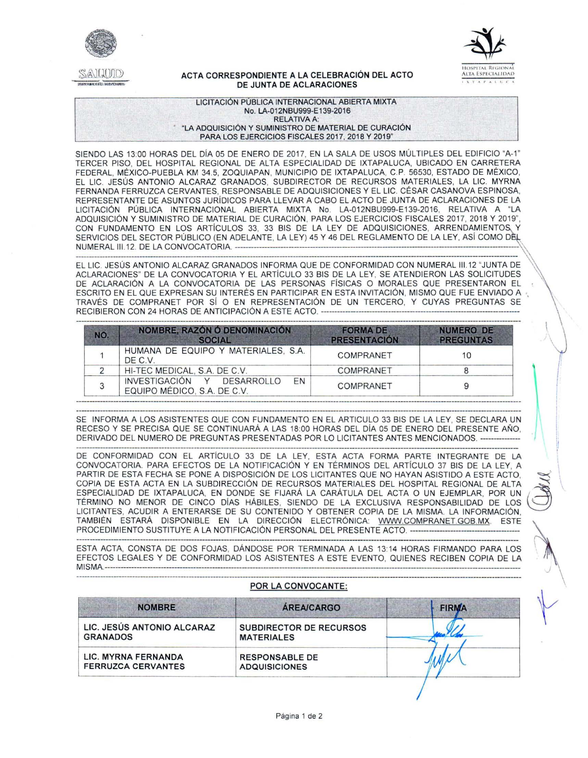SALUD

HOSPITAL REGIONAL ALTA ESPECIALIDAD IXTAPALUCA

## ACTA CORRESPONDIENTE A LA CELEBRACIÓN DEL ACTO DE JUNTA DE ACLARACIONES

**LICITACIÓN PÚBLICA INTERNACIONAL ABIERTA MIXTA**
**No. LA-012NBU999-E139-2016**
**RELATIVA A:**
**"LA ADQUISICIÓN Y SUMINISTRO DE MATERIAL DE CURACIÓN PARA LOS EJERCICIOS FISCALES 2017, 2018 Y 2019"**

SIENDO LAS 13:00 HORAS DEL DÍA 05 DE ENERO DE 2017, EN LA SALA DE USOS MÚLTIPLES DEL EDIFICIO "A-1" TERCER PISO, DEL HOSPITAL REGIONAL DE ALTA ESPECIALIDAD DE IXTAPALUCA, UBICADO EN CARRETERA FEDERAL, MÉXICO-PUEBLA KM 34.5, ZOQUIAPAN, MUNICIPIO DE IXTAPALUCA, C.P. 56530, ESTADO DE MÉXICO, EL LIC. JESÚS ANTONIO ALCARAZ GRANADOS, SUBDIRECTOR DE RECURSOS MATERIALES, LA LIC. MYRNA FERNANDA FERRUZCA CERVANTES, RESPONSABLE DE ADQUISICIONES Y EL LIC. CÉSAR CASANOVA ESPINOSA, REPRESENTANTE DE ASUNTOS JURÍDICOS PARA LLEVAR A CABO EL ACTO DE JUNTA DE ACLARACIONES DE LA LICITACIÓN PÚBLICA INTERNACIONAL ABIERTA MIXTA No. LA-012NBU999-E139-2016, RELATIVA A "LA ADQUISICIÓN Y SUMINISTRO DE MATERIAL DE CURACIÓN, PARA LOS EJERCICIOS FISCALES 2017, 2018 Y 2019", CON FUNDAMENTO EN LOS ARTÍCULOS 33, 33 BIS DE LA LEY DE ADQUISICIONES, ARRENDAMIENTOS Y SERVICIOS DEL SECTOR PÚBLICO (EN ADELANTE, LA LEY) 45 Y 46 DEL REGLAMENTO DE LA LEY, ASÍ COMO DEL NUMERAL III.12. DE LA CONVOCATORIA. -----------------------------------------------------------------------

EL LIC. JESÚS ANTONIO ALCARAZ GRANADOS INFORMA QUE DE CONFORMIDAD CON NUMERAL III.12 "JUNTA DE ACLARACIONES" DE LA CONVOCATORIA Y EL ARTÍCULO 33 BIS DE LA LEY, SE ATENDIERON LAS SOLICITUDES DE ACLARACIÓN A LA CONVOCATORIA DE LAS PERSONAS FÍSICAS O MORALES QUE PRESENTARON EL ESCRITO EN EL QUE EXPRESAN SU INTERÉS EN PARTICIPAR EN ESTA INVITACIÓN, MISMO QUE FUE ENVIADO A TRAVÉS DE COMPRANET POR SÍ O EN REPRESENTACIÓN DE UN TERCERO, Y CUYAS PREGUNTAS SE RECIBIERON CON 24 HORAS DE ANTICIPACIÓN A ESTE ACTO. -----------------------------------------------------------------------

| NO. | NOMBRE, RAZÓN Ó DENOMINACIÓN SOCIAL | FORMA DE PRESENTACIÓN | NUMERO DE PREGUNTAS |
|---|---|---|---|
| 1 | HUMANA DE EQUIPO Y MATERIALES, S.A. DE C.V. | COMPRANET | 10 |
| 2 | HI-TEC MEDICAL, S.A. DE C.V. | COMPRANET | 8 |
| 3 | INVESTIGACIÓN Y DESARROLLO EN EQUIPO MÉDICO, S.A. DE C.V. | COMPRANET | 9 |

SE INFORMA A LOS ASISTENTES QUE CON FUNDAMENTO EN EL ARTICULO 33 BIS DE LA LEY, SE DECLARA UN RECESO Y SE PRECISA QUE SE CONTINUARÁ A LAS 18:00 HORAS DEL DÍA 05 DE ENERO DEL PRESENTE AÑO, DERIVADO DEL NUMERO DE PREGUNTAS PRESENTADAS POR LO LICITANTES ANTES MENCIONADOS. ---------------

DE CONFORMIDAD CON EL ARTÍCULO 33 DE LA LEY, ESTA ACTA FORMA PARTE INTEGRANTE DE LA CONVOCATORIA. PARA EFECTOS DE LA NOTIFICACIÓN Y EN TÉRMINOS DEL ARTÍCULO 37 BIS DE LA LEY, A PARTIR DE ESTA FECHA SE PONE A DISPOSICIÓN DE LOS LICITANTES QUE NO HAYAN ASISTIDO A ESTE ACTO, COPIA DE ESTA ACTA EN LA SUBDIRECCIÓN DE RECURSOS MATERIALES DEL HOSPITAL REGIONAL DE ALTA ESPECIALIDAD DE IXTAPALUCA, EN DONDE SE FIJARÁ LA CARÁTULA DEL ACTA O UN EJEMPLAR, POR UN TÉRMINO NO MENOR DE CINCO DÍAS HÁBILES, SIENDO DE LA EXCLUSIVA RESPONSABILIDAD DE LOS LICITANTES, ACUDIR A ENTERARSE DE SU CONTENIDO Y OBTENER COPIA DE LA MISMA. LA INFORMACIÓN, TAMBIÉN ESTARÁ DISPONIBLE EN LA DIRECCIÓN ELECTRÓNICA: WWW.COMPRANET.GOB.MX. ESTE PROCEDIMIENTO SUSTITUYE A LA NOTIFICACIÓN PERSONAL DEL PRESENTE ACTO. ----------------------------------------

ESTA ACTA, CONSTA DE DOS FOJAS, DÁNDOSE POR TERMINADA A LAS 13:14 HORAS FIRMANDO PARA LOS EFECTOS LEGALES Y DE CONFORMIDAD LOS ASISTENTES A ESTE EVENTO, QUIENES RECIBEN COPIA DE LA MISMA.-----------------------------------------------------------------------

**POR LA CONVOCANTE:**

| NOMBRE | ÁREA/CARGO | FIRMA |
|---|---|---|
| LIC. JESÚS ANTONIO ALCARAZ GRANADOS | SUBDIRECTOR DE RECURSOS MATERIALES | |
| LIC. MYRNA FERNANDA FERRUZCA CERVANTES | RESPONSABLE DE ADQUISICIONES | |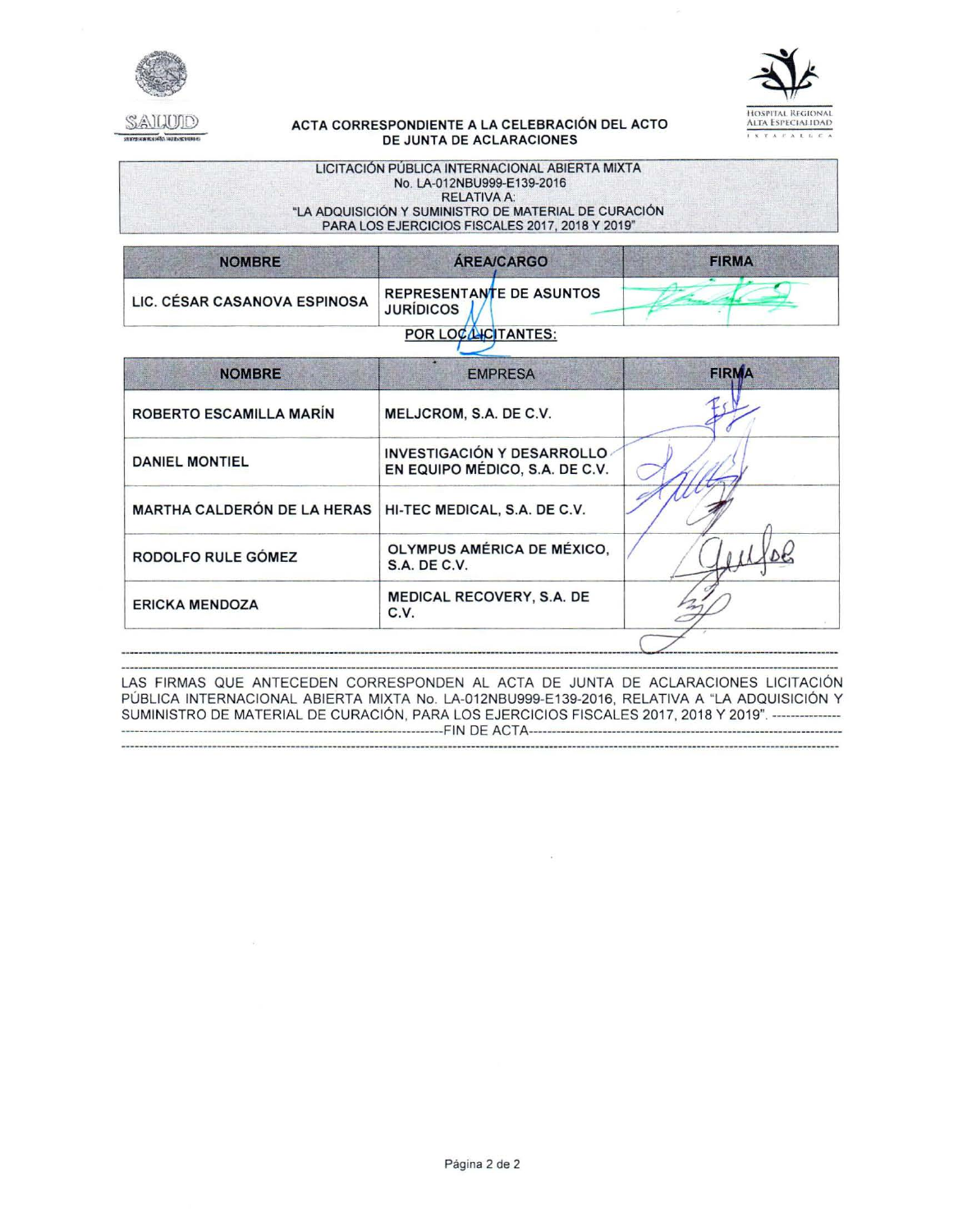SALUD

## ACTA CORRESPONDIENTE A LA CELEBRACIÓN DEL ACTO DE JUNTA DE ACLARACIONES

HOSPITAL REGIONAL ALTA ESPECIALIDAD IXTAPALUCA

LICITACIÓN PÚBLICA INTERNACIONAL ABIERTA MIXTA
No. LA-012NBU999-E139-2016
RELATIVA A:
"LA ADQUISICIÓN Y SUMINISTRO DE MATERIAL DE CURACIÓN PARA LOS EJERCICIOS FISCALES 2017, 2018 Y 2019"

| NOMBRE | ÁREA/CARGO | FIRMA |
|---|---|---|
| LIC. CÉSAR CASANOVA ESPINOSA | REPRESENTANTE DE ASUNTOS JURÍDICOS | |

**POR LOS LICITANTES:**

| NOMBRE | EMPRESA | FIRMA |
|---|---|---|
| ROBERTO ESCAMILLA MARÍN | MELJCROM, S.A. DE C.V. | |
| DANIEL MONTIEL | INVESTIGACIÓN Y DESARROLLO EN EQUIPO MÉDICO, S.A. DE C.V. | |
| MARTHA CALDERÓN DE LA HERAS | HI-TEC MEDICAL, S.A. DE C.V. | |
| RODOLFO RULE GÓMEZ | OLYMPUS AMÉRICA DE MÉXICO, S.A. DE C.V. | |
| ERICKA MENDOZA | MEDICAL RECOVERY, S.A. DE C.V. | |

---

LAS FIRMAS QUE ANTECEDEN CORRESPONDEN AL ACTA DE JUNTA DE ACLARACIONES LICITACIÓN PÚBLICA INTERNACIONAL ABIERTA MIXTA No. LA-012NBU999-E139-2016, RELATIVA A "LA ADQUISICIÓN Y SUMINISTRO DE MATERIAL DE CURACIÓN, PARA LOS EJERCICIOS FISCALES 2017, 2018 Y 2019". --------------

----------------------------------------FIN DE ACTA----------------------------------------